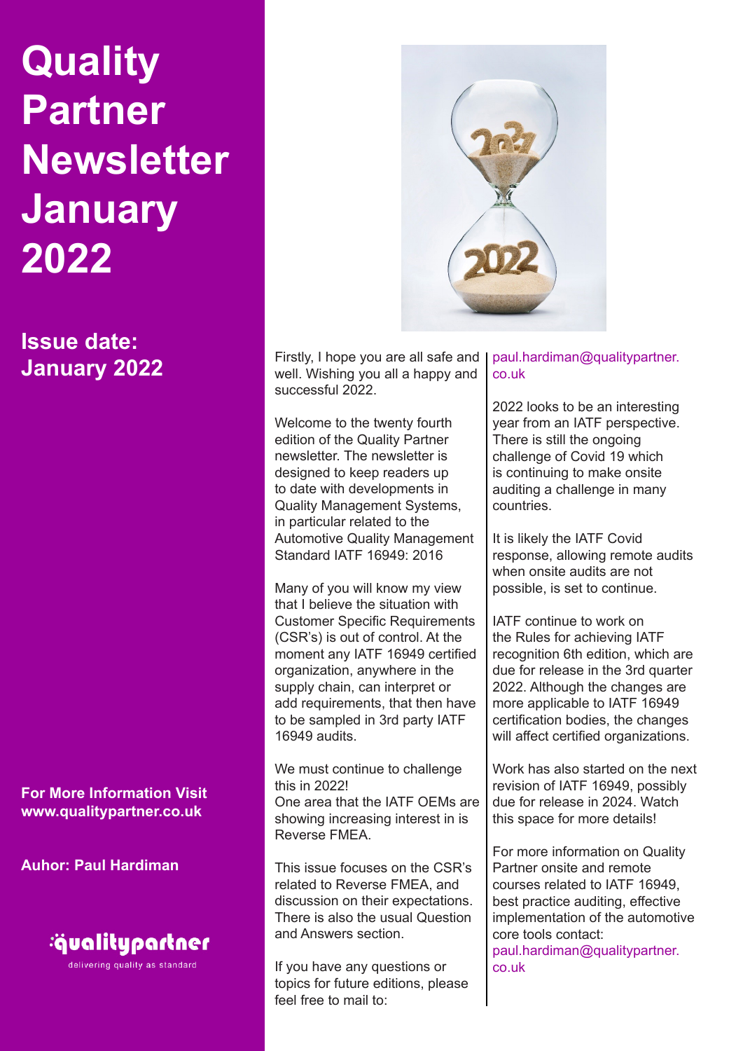# Quality Partner Newsletter January 2022

## Issue date: January 2022

**For More Information Visit www.qualitypartner.co.uk**

**Auhor: Paul Hardiman**

qualitypartner
delivering quality as standard

Firstly, I hope you are all safe and well. Wishing you all a happy and successful 2022.

Welcome to the twenty fourth edition of the Quality Partner newsletter. The newsletter is designed to keep readers up to date with developments in Quality Management Systems, in particular related to the Automotive Quality Management Standard IATF 16949: 2016

Many of you will know my view that I believe the situation with Customer Specific Requirements (CSR's) is out of control. At the moment any IATF 16949 certified organization, anywhere in the supply chain, can interpret or add requirements, that then have to be sampled in 3rd party IATF 16949 audits.

We must continue to challenge this in 2022!
One area that the IATF OEMs are showing increasing interest in is Reverse FMEA.

This issue focuses on the CSR's related to Reverse FMEA, and discussion on their expectations. There is also the usual Question and Answers section.

If you have any questions or topics for future editions, please feel free to mail to:
paul.hardiman@qualitypartner.co.uk

2022 looks to be an interesting year from an IATF perspective. There is still the ongoing challenge of Covid 19 which is continuing to make onsite auditing a challenge in many countries.

It is likely the IATF Covid response, allowing remote audits when onsite audits are not possible, is set to continue.

IATF continue to work on the Rules for achieving IATF recognition 6th edition, which are due for release in the 3rd quarter 2022. Although the changes are more applicable to IATF 16949 certification bodies, the changes will affect certified organizations.

Work has also started on the next revision of IATF 16949, possibly due for release in 2024. Watch this space for more details!

For more information on Quality Partner onsite and remote courses related to IATF 16949, best practice auditing, effective implementation of the automotive core tools contact:
paul.hardiman@qualitypartner.co.uk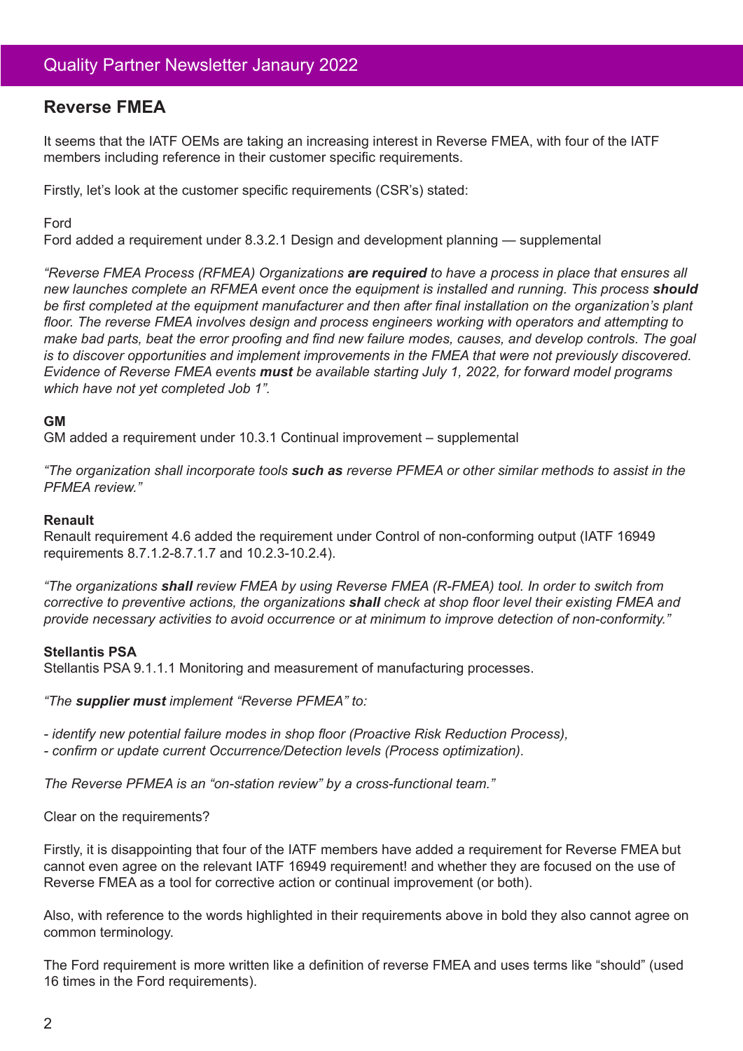# Quality Partner Newsletter Janaury 2022

## Reverse FMEA

It seems that the IATF OEMs are taking an increasing interest in Reverse FMEA, with four of the IATF members including reference in their customer specific requirements.

Firstly, let's look at the customer specific requirements (CSR's) stated:

Ford
Ford added a requirement under 8.3.2.1 Design and development planning — supplemental

*"Reverse FMEA Process (RFMEA) Organizations **are required** to have a process in place that ensures all new launches complete an RFMEA event once the equipment is installed and running. This process **should** be first completed at the equipment manufacturer and then after final installation on the organization's plant floor. The reverse FMEA involves design and process engineers working with operators and attempting to make bad parts, beat the error proofing and find new failure modes, causes, and develop controls. The goal is to discover opportunities and implement improvements in the FMEA that were not previously discovered. Evidence of Reverse FMEA events **must** be available starting July 1, 2022, for forward model programs which have not yet completed Job 1".*

**GM**
GM added a requirement under 10.3.1 Continual improvement – supplemental

*"The organization shall incorporate tools **such as** reverse PFMEA or other similar methods to assist in the PFMEA review."*

**Renault**
Renault requirement 4.6 added the requirement under Control of non-conforming output (IATF 16949 requirements 8.7.1.2-8.7.1.7 and 10.2.3-10.2.4).

*"The organizations **shall** review FMEA by using Reverse FMEA (R-FMEA) tool. In order to switch from corrective to preventive actions, the organizations **shall** check at shop floor level their existing FMEA and provide necessary activities to avoid occurrence or at minimum to improve detection of non-conformity."*

**Stellantis PSA**
Stellantis PSA 9.1.1.1 Monitoring and measurement of manufacturing processes.

*"The **supplier must** implement "Reverse PFMEA" to:*

*- identify new potential failure modes in shop floor (Proactive Risk Reduction Process),*
*- confirm or update current Occurrence/Detection levels (Process optimization).*

*The Reverse PFMEA is an "on-station review" by a cross-functional team."*

Clear on the requirements?

Firstly, it is disappointing that four of the IATF members have added a requirement for Reverse FMEA but cannot even agree on the relevant IATF 16949 requirement! and whether they are focused on the use of Reverse FMEA as a tool for corrective action or continual improvement (or both).

Also, with reference to the words highlighted in their requirements above in bold they also cannot agree on common terminology.

The Ford requirement is more written like a definition of reverse FMEA and uses terms like "should" (used 16 times in the Ford requirements).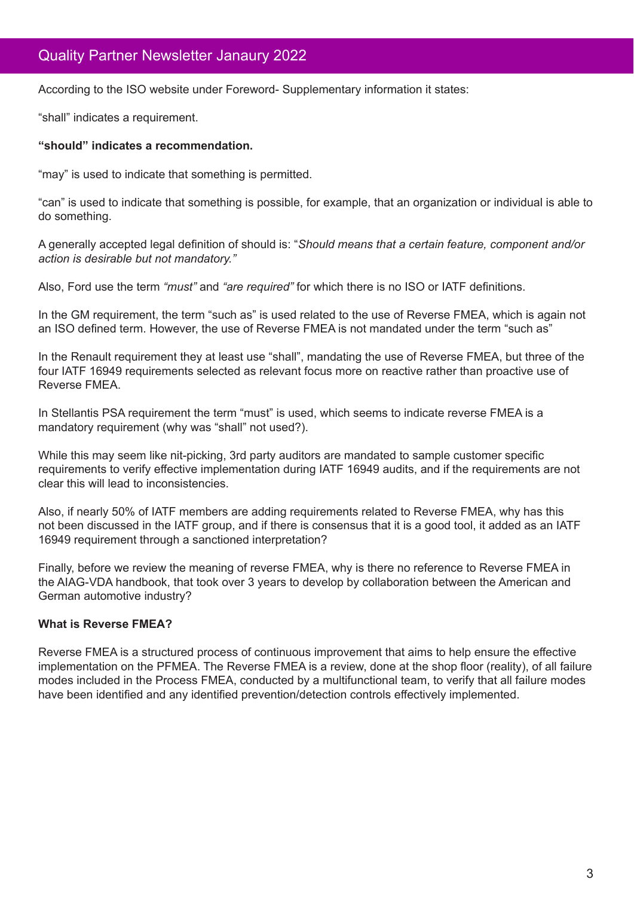According to the ISO website under Foreword- Supplementary information it states:

“shall” indicates a requirement.

**“should” indicates a recommendation.**

“may” is used to indicate that something is permitted.

“can” is used to indicate that something is possible, for example, that an organization or individual is able to do something.

A generally accepted legal definition of should is: “*Should means that a certain feature, component and/or action is desirable but not mandatory.”*

Also, Ford use the term *“must”* and *“are required”* for which there is no ISO or IATF definitions.

In the GM requirement, the term “such as” is used related to the use of Reverse FMEA, which is again not an ISO defined term. However, the use of Reverse FMEA is not mandated under the term “such as”

In the Renault requirement they at least use “shall”, mandating the use of Reverse FMEA, but three of the four IATF 16949 requirements selected as relevant focus more on reactive rather than proactive use of Reverse FMEA.

In Stellantis PSA requirement the term “must” is used, which seems to indicate reverse FMEA is a mandatory requirement (why was “shall” not used?).

While this may seem like nit-picking, 3rd party auditors are mandated to sample customer specific requirements to verify effective implementation during IATF 16949 audits, and if the requirements are not clear this will lead to inconsistencies.

Also, if nearly 50% of IATF members are adding requirements related to Reverse FMEA, why has this not been discussed in the IATF group, and if there is consensus that it is a good tool, it added as an IATF 16949 requirement through a sanctioned interpretation?

Finally, before we review the meaning of reverse FMEA, why is there no reference to Reverse FMEA in the AIAG-VDA handbook, that took over 3 years to develop by collaboration between the American and German automotive industry?

**What is Reverse FMEA?**

Reverse FMEA is a structured process of continuous improvement that aims to help ensure the effective implementation on the PFMEA. The Reverse FMEA is a review, done at the shop floor (reality), of all failure modes included in the Process FMEA, conducted by a multifunctional team, to verify that all failure modes have been identified and any identified prevention/detection controls effectively implemented.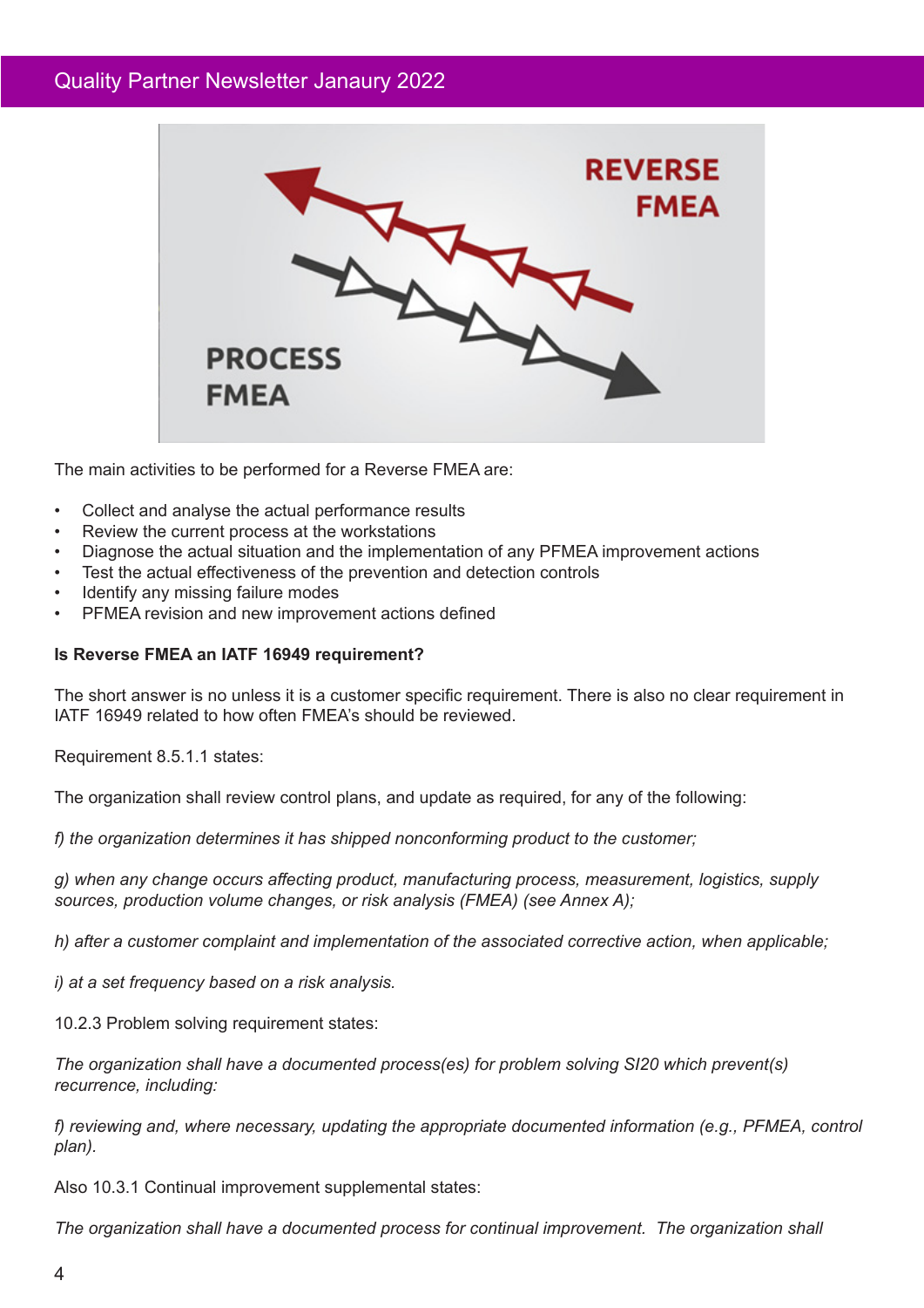The main activities to be performed for a Reverse FMEA are:

- Collect and analyse the actual performance results
- Review the current process at the workstations
- Diagnose the actual situation and the implementation of any PFMEA improvement actions
- Test the actual effectiveness of the prevention and detection controls
- Identify any missing failure modes
- PFMEA revision and new improvement actions defined

**Is Reverse FMEA an IATF 16949 requirement?**

The short answer is no unless it is a customer specific requirement. There is also no clear requirement in IATF 16949 related to how often FMEA's should be reviewed.

Requirement 8.5.1.1 states:

The organization shall review control plans, and update as required, for any of the following:

*f) the organization determines it has shipped nonconforming product to the customer;*

*g) when any change occurs affecting product, manufacturing process, measurement, logistics, supply sources, production volume changes, or risk analysis (FMEA) (see Annex A);*

*h) after a customer complaint and implementation of the associated corrective action, when applicable;*

*i) at a set frequency based on a risk analysis.*

10.2.3 Problem solving requirement states:

*The organization shall have a documented process(es) for problem solving SI20 which prevent(s) recurrence, including:*

*f) reviewing and, where necessary, updating the appropriate documented information (e.g., PFMEA, control plan).*

Also 10.3.1 Continual improvement supplemental states:

*The organization shall have a documented process for continual improvement. The organization shall*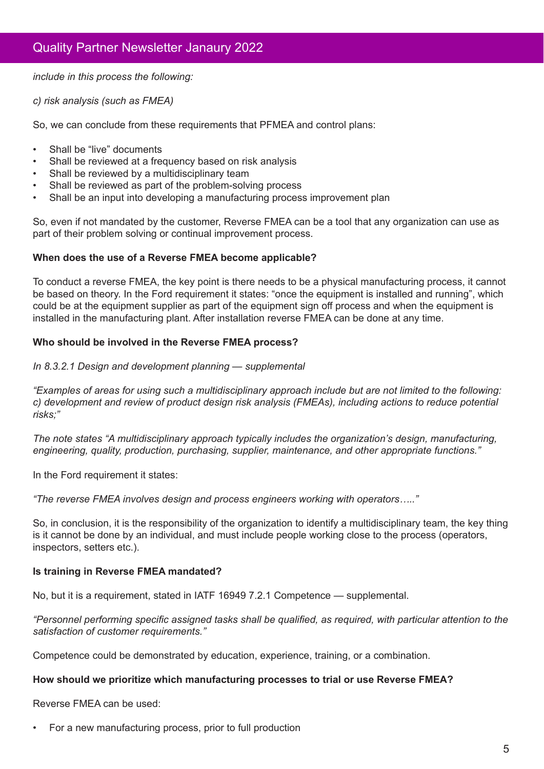*include in this process the following:*

*c) risk analysis (such as FMEA)*

So, we can conclude from these requirements that PFMEA and control plans:

- Shall be “live” documents
- Shall be reviewed at a frequency based on risk analysis
- Shall be reviewed by a multidisciplinary team
- Shall be reviewed as part of the problem-solving process
- Shall be an input into developing a manufacturing process improvement plan

So, even if not mandated by the customer, Reverse FMEA can be a tool that any organization can use as part of their problem solving or continual improvement process.

**When does the use of a Reverse FMEA become applicable?**

To conduct a reverse FMEA, the key point is there needs to be a physical manufacturing process, it cannot be based on theory. In the Ford requirement it states: “once the equipment is installed and running”, which could be at the equipment supplier as part of the equipment sign off process and when the equipment is installed in the manufacturing plant. After installation reverse FMEA can be done at any time.

**Who should be involved in the Reverse FMEA process?**

*In 8.3.2.1 Design and development planning — supplemental*

*“Examples of areas for using such a multidisciplinary approach include but are not limited to the following: c) development and review of product design risk analysis (FMEAs), including actions to reduce potential risks;”*

*The note states “A multidisciplinary approach typically includes the organization’s design, manufacturing, engineering, quality, production, purchasing, supplier, maintenance, and other appropriate functions.”*

In the Ford requirement it states:

*“The reverse FMEA involves design and process engineers working with operators…..”*

So, in conclusion, it is the responsibility of the organization to identify a multidisciplinary team, the key thing is it cannot be done by an individual, and must include people working close to the process (operators, inspectors, setters etc.).

**Is training in Reverse FMEA mandated?**

No, but it is a requirement, stated in IATF 16949 7.2.1 Competence — supplemental.

*“Personnel performing specific assigned tasks shall be qualified, as required, with particular attention to the satisfaction of customer requirements.”*

Competence could be demonstrated by education, experience, training, or a combination.

**How should we prioritize which manufacturing processes to trial or use Reverse FMEA?**

Reverse FMEA can be used:

- For a new manufacturing process, prior to full production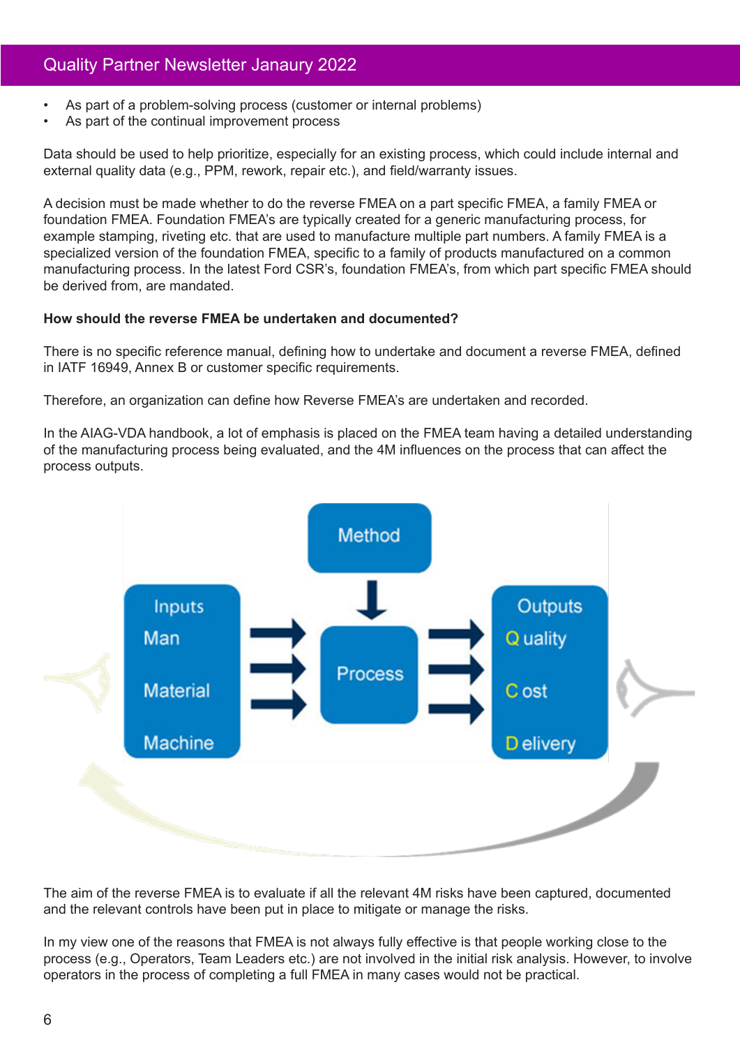- As part of a problem-solving process (customer or internal problems)
- As part of the continual improvement process

Data should be used to help prioritize, especially for an existing process, which could include internal and external quality data (e.g., PPM, rework, repair etc.), and field/warranty issues.

A decision must be made whether to do the reverse FMEA on a part specific FMEA, a family FMEA or foundation FMEA. Foundation FMEA's are typically created for a generic manufacturing process, for example stamping, riveting etc. that are used to manufacture multiple part numbers. A family FMEA is a specialized version of the foundation FMEA, specific to a family of products manufactured on a common manufacturing process. In the latest Ford CSR's, foundation FMEA's, from which part specific FMEA should be derived from, are mandated.

**How should the reverse FMEA be undertaken and documented?**

There is no specific reference manual, defining how to undertake and document a reverse FMEA, defined in IATF 16949, Annex B or customer specific requirements.

Therefore, an organization can define how Reverse FMEA's are undertaken and recorded.

In the AIAG-VDA handbook, a lot of emphasis is placed on the FMEA team having a detailed understanding of the manufacturing process being evaluated, and the 4M influences on the process that can affect the process outputs.

Method

Inputs: Man, Material, Machine → Process → Outputs: Quality, Cost, Delivery

The aim of the reverse FMEA is to evaluate if all the relevant 4M risks have been captured, documented and the relevant controls have been put in place to mitigate or manage the risks.

In my view one of the reasons that FMEA is not always fully effective is that people working close to the process (e.g., Operators, Team Leaders etc.) are not involved in the initial risk analysis. However, to involve operators in the process of completing a full FMEA in many cases would not be practical.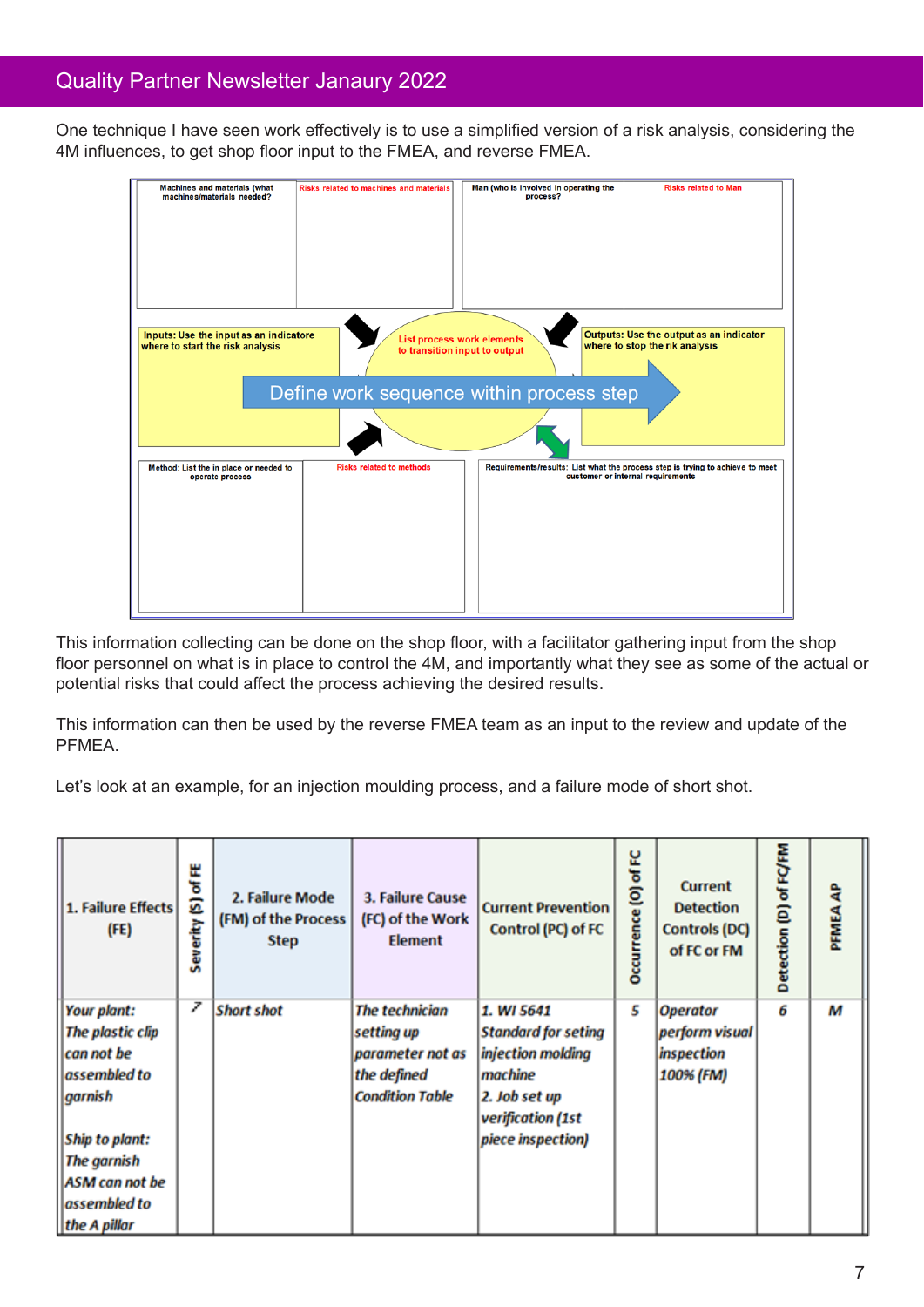One technique I have seen work effectively is to use a simplified version of a risk analysis, considering the 4M influences, to get shop floor input to the FMEA, and reverse FMEA.

Machines and materials (what machines/materials needed?

Risks related to machines and materials

Man (who is involved in operating the process?

Risks related to Man

Inputs: Use the input as an indicatore where to start the risk analysis

List process work elements to transition input to output

Outputs: Use the output as an indicator where to stop the rik analysis

Define work sequence within process step

Method: List the in place or needed to operate process

Risks related to methods

Requirements/results: List what the process step is trying to achieve to meet customer or internal requirements

This information collecting can be done on the shop floor, with a facilitator gathering input from the shop floor personnel on what is in place to control the 4M, and importantly what they see as some of the actual or potential risks that could affect the process achieving the desired results.

This information can then be used by the reverse FMEA team as an input to the review and update of the PFMEA.

Let's look at an example, for an injection moulding process, and a failure mode of short shot.

| 1. Failure Effects (FE) | Severity (S) of FE | 2. Failure Mode (FM) of the Process Step | 3. Failure Cause (FC) of the Work Element | Current Prevention Control (PC) of FC | Occurrence (O) of FC | Current Detection Controls (DC) of FC or FM | Detection (D) of FC/FM | PFMEA AP |
|---|---|---|---|---|---|---|---|---|
| *Your plant: The plastic clip can not be assembled to garnish<br><br>Ship to plant: The garnish ASM can not be assembled to the A pillar* | *7* | *Short shot* | *The technician setting up parameter not as the defined Condition Table* | *1. WI 5641 Standard for seting injection molding machine<br>2. Job set up verification (1st piece inspection)* | *5* | *Operator perform visual inspection 100% (FM)* | *6* | *M* |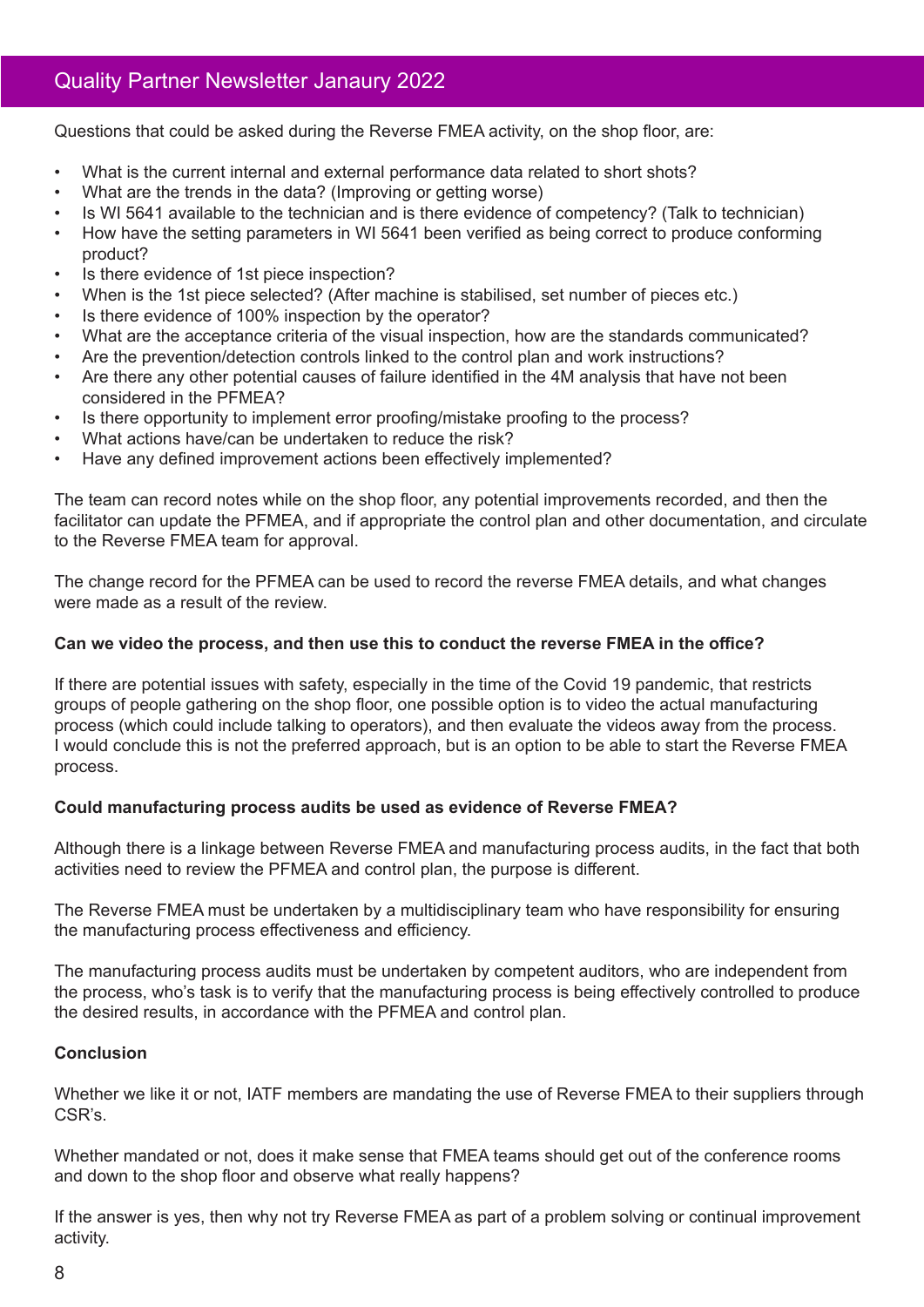Questions that could be asked during the Reverse FMEA activity, on the shop floor, are:

- What is the current internal and external performance data related to short shots?
- What are the trends in the data? (Improving or getting worse)
- Is WI 5641 available to the technician and is there evidence of competency? (Talk to technician)
- How have the setting parameters in WI 5641 been verified as being correct to produce conforming product?
- Is there evidence of 1st piece inspection?
- When is the 1st piece selected? (After machine is stabilised, set number of pieces etc.)
- Is there evidence of 100% inspection by the operator?
- What are the acceptance criteria of the visual inspection, how are the standards communicated?
- Are the prevention/detection controls linked to the control plan and work instructions?
- Are there any other potential causes of failure identified in the 4M analysis that have not been considered in the PFMEA?
- Is there opportunity to implement error proofing/mistake proofing to the process?
- What actions have/can be undertaken to reduce the risk?
- Have any defined improvement actions been effectively implemented?

The team can record notes while on the shop floor, any potential improvements recorded, and then the facilitator can update the PFMEA, and if appropriate the control plan and other documentation, and circulate to the Reverse FMEA team for approval.

The change record for the PFMEA can be used to record the reverse FMEA details, and what changes were made as a result of the review.

**Can we video the process, and then use this to conduct the reverse FMEA in the office?**

If there are potential issues with safety, especially in the time of the Covid 19 pandemic, that restricts groups of people gathering on the shop floor, one possible option is to video the actual manufacturing process (which could include talking to operators), and then evaluate the videos away from the process. I would conclude this is not the preferred approach, but is an option to be able to start the Reverse FMEA process.

**Could manufacturing process audits be used as evidence of Reverse FMEA?**

Although there is a linkage between Reverse FMEA and manufacturing process audits, in the fact that both activities need to review the PFMEA and control plan, the purpose is different.

The Reverse FMEA must be undertaken by a multidisciplinary team who have responsibility for ensuring the manufacturing process effectiveness and efficiency.

The manufacturing process audits must be undertaken by competent auditors, who are independent from the process, who's task is to verify that the manufacturing process is being effectively controlled to produce the desired results, in accordance with the PFMEA and control plan.

**Conclusion**

Whether we like it or not, IATF members are mandating the use of Reverse FMEA to their suppliers through CSR's.

Whether mandated or not, does it make sense that FMEA teams should get out of the conference rooms and down to the shop floor and observe what really happens?

If the answer is yes, then why not try Reverse FMEA as part of a problem solving or continual improvement activity.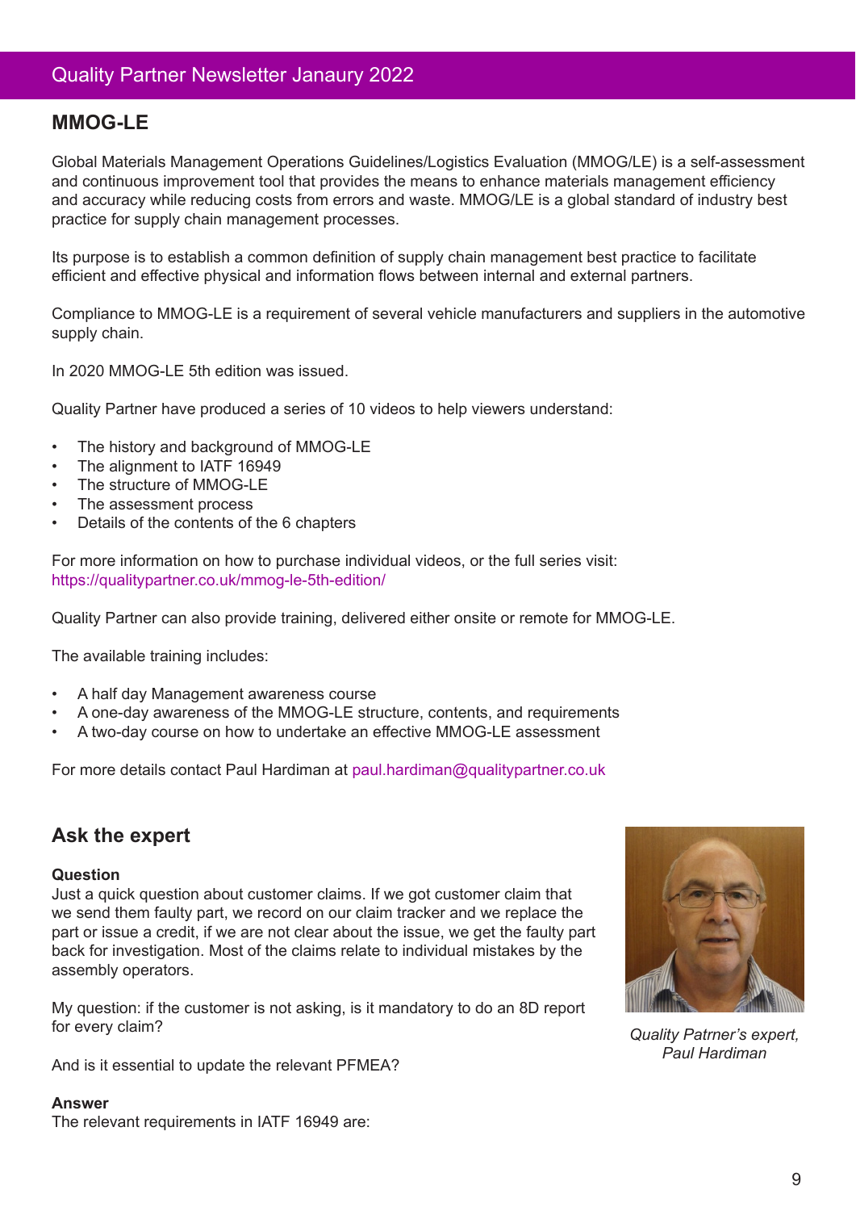## MMOG-LE

Global Materials Management Operations Guidelines/Logistics Evaluation (MMOG/LE) is a self-assessment and continuous improvement tool that provides the means to enhance materials management efficiency and accuracy while reducing costs from errors and waste. MMOG/LE is a global standard of industry best practice for supply chain management processes.

Its purpose is to establish a common definition of supply chain management best practice to facilitate efficient and effective physical and information flows between internal and external partners.

Compliance to MMOG-LE is a requirement of several vehicle manufacturers and suppliers in the automotive supply chain.

In 2020 MMOG-LE 5th edition was issued.

Quality Partner have produced a series of 10 videos to help viewers understand:

- The history and background of MMOG-LE
- The alignment to IATF 16949
- The structure of MMOG-LE
- The assessment process
- Details of the contents of the 6 chapters

For more information on how to purchase individual videos, or the full series visit: https://qualitypartner.co.uk/mmog-le-5th-edition/

Quality Partner can also provide training, delivered either onsite or remote for MMOG-LE.

The available training includes:

- A half day Management awareness course
- A one-day awareness of the MMOG-LE structure, contents, and requirements
- A two-day course on how to undertake an effective MMOG-LE assessment

For more details contact Paul Hardiman at paul.hardiman@qualitypartner.co.uk

## Ask the expert

*Quality Patrner's expert, Paul Hardiman*

**Question**

Just a quick question about customer claims. If we got customer claim that we send them faulty part, we record on our claim tracker and we replace the part or issue a credit, if we are not clear about the issue, we get the faulty part back for investigation. Most of the claims relate to individual mistakes by the assembly operators.

My question: if the customer is not asking, is it mandatory to do an 8D report for every claim?

And is it essential to update the relevant PFMEA?

**Answer**

The relevant requirements in IATF 16949 are: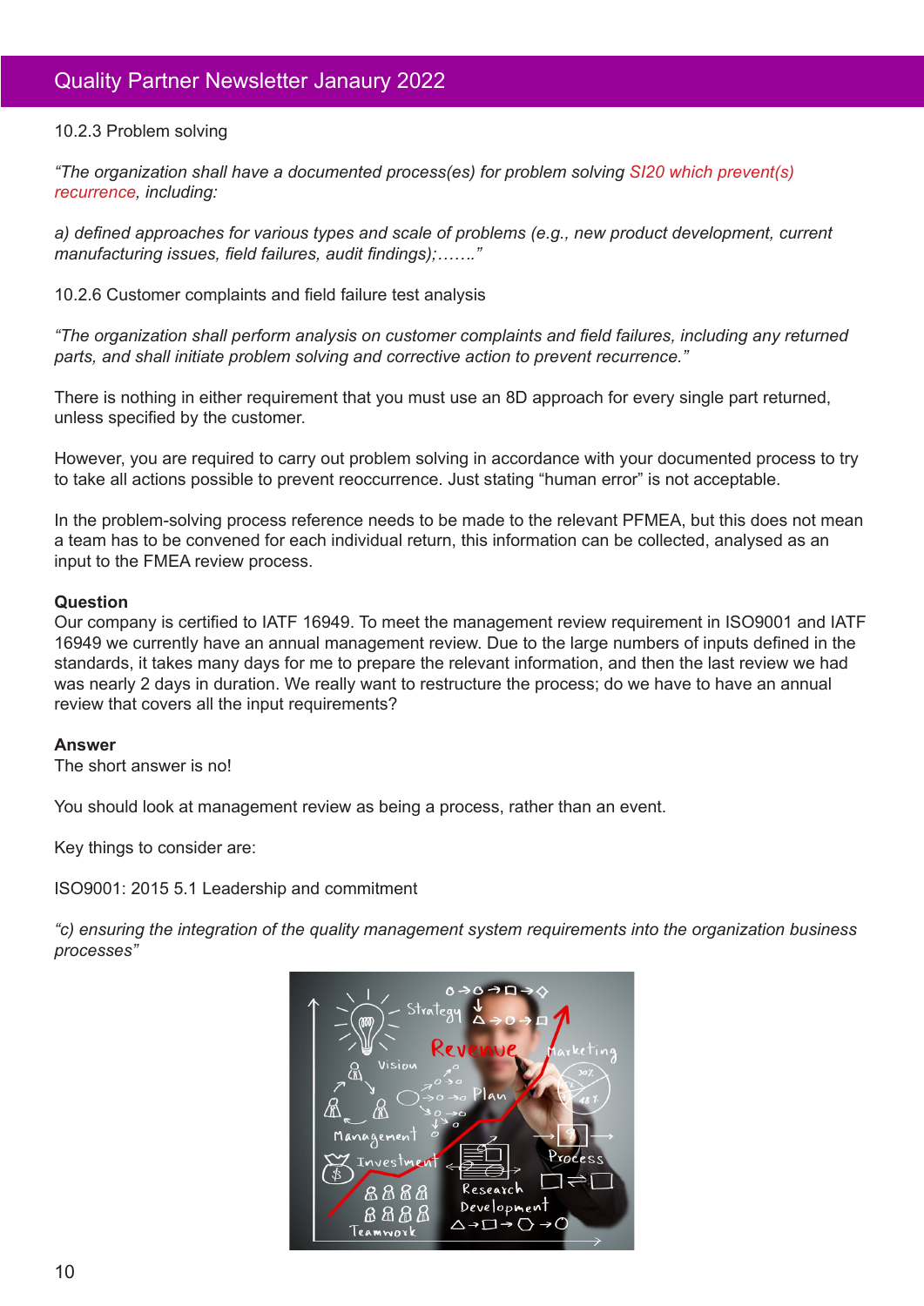10.2.3 Problem solving

*“The organization shall have a documented process(es) for problem solving SI20 which prevent(s) recurrence, including:*

*a) defined approaches for various types and scale of problems (e.g., new product development, current manufacturing issues, field failures, audit findings);…….”*

10.2.6 Customer complaints and field failure test analysis

*“The organization shall perform analysis on customer complaints and field failures, including any returned parts, and shall initiate problem solving and corrective action to prevent recurrence.”*

There is nothing in either requirement that you must use an 8D approach for every single part returned, unless specified by the customer.

However, you are required to carry out problem solving in accordance with your documented process to try to take all actions possible to prevent reoccurrence. Just stating “human error” is not acceptable.

In the problem-solving process reference needs to be made to the relevant PFMEA, but this does not mean a team has to be convened for each individual return, this information can be collected, analysed as an input to the FMEA review process.

**Question**

Our company is certified to IATF 16949. To meet the management review requirement in ISO9001 and IATF 16949 we currently have an annual management review. Due to the large numbers of inputs defined in the standards, it takes many days for me to prepare the relevant information, and then the last review we had was nearly 2 days in duration. We really want to restructure the process; do we have to have an annual review that covers all the input requirements?

**Answer**

The short answer is no!

You should look at management review as being a process, rather than an event.

Key things to consider are:

ISO9001: 2015 5.1 Leadership and commitment

*“c) ensuring the integration of the quality management system requirements into the organization business processes”*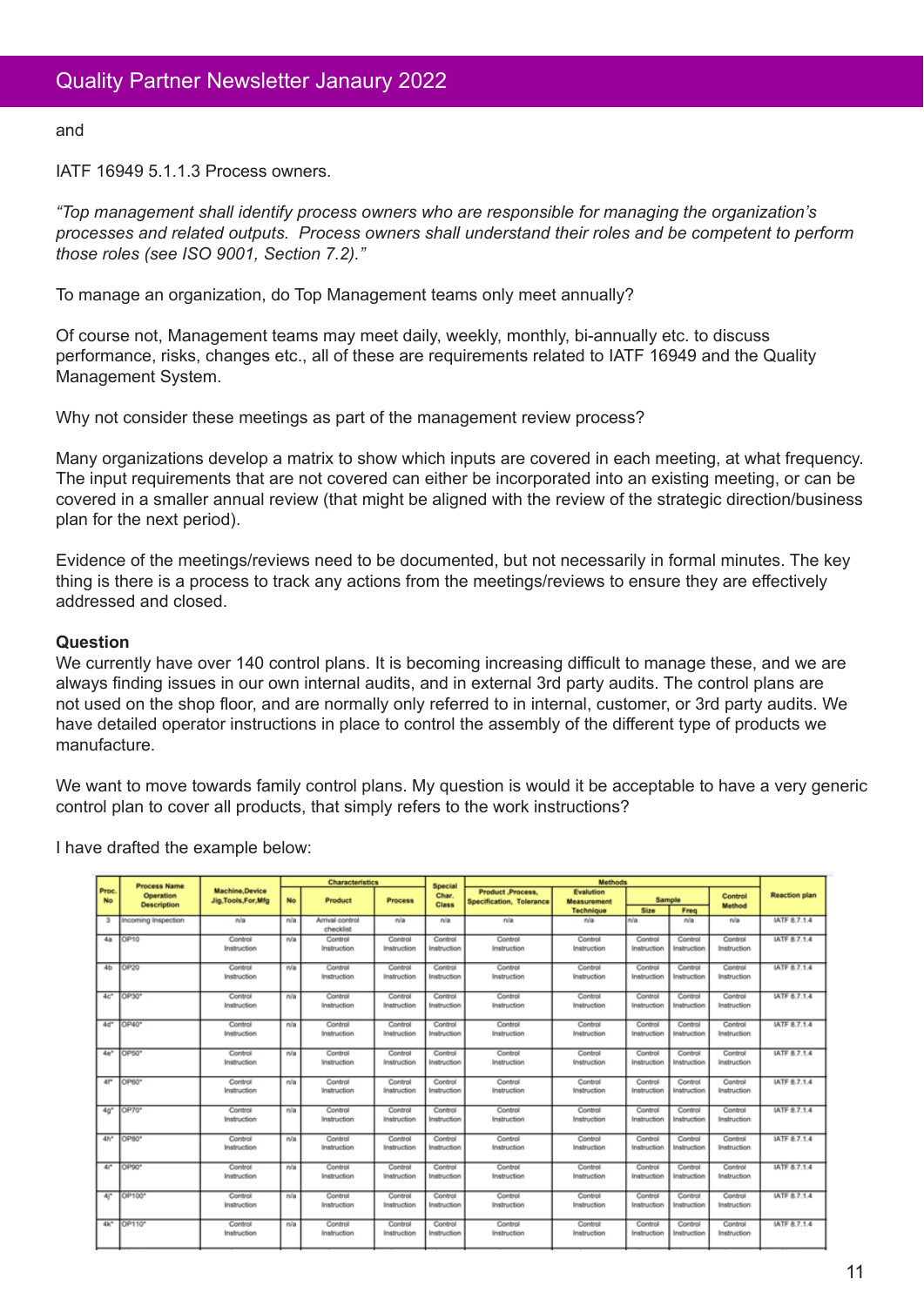and

IATF 16949 5.1.1.3 Process owners.

*"Top management shall identify process owners who are responsible for managing the organization's processes and related outputs.  Process owners shall understand their roles and be competent to perform those roles (see ISO 9001, Section 7.2)."*

To manage an organization, do Top Management teams only meet annually?

Of course not, Management teams may meet daily, weekly, monthly, bi-annually etc. to discuss performance, risks, changes etc., all of these are requirements related to IATF 16949 and the Quality Management System.

Why not consider these meetings as part of the management review process?

Many organizations develop a matrix to show which inputs are covered in each meeting, at what frequency. The input requirements that are not covered can either be incorporated into an existing meeting, or can be covered in a smaller annual review (that might be aligned with the review of the strategic direction/business plan for the next period).

Evidence of the meetings/reviews need to be documented, but not necessarily in formal minutes. The key thing is there is a process to track any actions from the meetings/reviews to ensure they are effectively addressed and closed.

**Question**

We currently have over 140 control plans. It is becoming increasing difficult to manage these, and we are always finding issues in our own internal audits, and in external 3rd party audits. The control plans are not used on the shop floor, and are normally only referred to in internal, customer, or 3rd party audits. We have detailed operator instructions in place to control the assembly of the different type of products we manufacture.

We want to move towards family control plans. My question is would it be acceptable to have a very generic control plan to cover all products, that simply refers to the work instructions?

I have drafted the example below:

| Proc. No | Process Name Operation Description | Machine,Device Jig,Tools,For,Mfg | Characteristics | | | Special Char. Class | Methods | | | | | Reaction plan |
|---|---|---|---|---|---|---|---|---|---|---|---|---|
| | | | No | Product | Process | | Product ,Process, Specification, Tolerance | Evalution Measurement Technique | Sample | | Control Method | |
| | | | | | | | | | Size | Freq | | |
| 3 | Incoming Inspection | n/a | n/a | Arrival control checklist | n/a | n/a | n/a | n/a | n/a | n/a | n/a | IATF 8.7.1.4 |
| 4a | OP10 | Control Instruction | n/a | Control Instruction | Control Instruction | Control Instruction | Control Instruction | Control Instruction | Control Instruction | Control Instruction | Control Instruction | IATF 8.7.1.4 |
| 4b | OP20 | Control Instruction | n/a | Control Instruction | Control Instruction | Control Instruction | Control Instruction | Control Instruction | Control Instruction | Control Instruction | Control Instruction | IATF 8.7.1.4 |
| 4c* | OP30* | Control Instruction | n/a | Control Instruction | Control Instruction | Control Instruction | Control Instruction | Control Instruction | Control Instruction | Control Instruction | Control Instruction | IATF 8.7.1.4 |
| 4d* | OP40* | Control Instruction | n/a | Control Instruction | Control Instruction | Control Instruction | Control Instruction | Control Instruction | Control Instruction | Control Instruction | Control Instruction | IATF 8.7.1.4 |
| 4e* | OP50* | Control Instruction | n/a | Control Instruction | Control Instruction | Control Instruction | Control Instruction | Control Instruction | Control Instruction | Control Instruction | Control Instruction | IATF 8.7.1.4 |
| 4f* | OP60* | Control Instruction | n/a | Control Instruction | Control Instruction | Control Instruction | Control Instruction | Control Instruction | Control Instruction | Control Instruction | Control Instruction | IATF 8.7.1.4 |
| 4g* | OP70* | Control Instruction | n/a | Control Instruction | Control Instruction | Control Instruction | Control Instruction | Control Instruction | Control Instruction | Control Instruction | Control Instruction | IATF 8.7.1.4 |
| 4h* | OP80* | Control Instruction | n/a | Control Instruction | Control Instruction | Control Instruction | Control Instruction | Control Instruction | Control Instruction | Control Instruction | Control Instruction | IATF 8.7.1.4 |
| 4i* | OP90* | Control Instruction | n/a | Control Instruction | Control Instruction | Control Instruction | Control Instruction | Control Instruction | Control Instruction | Control Instruction | Control Instruction | IATF 8.7.1.4 |
| 4j* | OP100* | Control Instruction | n/a | Control Instruction | Control Instruction | Control Instruction | Control Instruction | Control Instruction | Control Instruction | Control Instruction | Control Instruction | IATF 8.7.1.4 |
| 4k* | OP110* | Control Instruction | n/a | Control Instruction | Control Instruction | Control Instruction | Control Instruction | Control Instruction | Control Instruction | Control Instruction | Control Instruction | IATF 8.7.1.4 |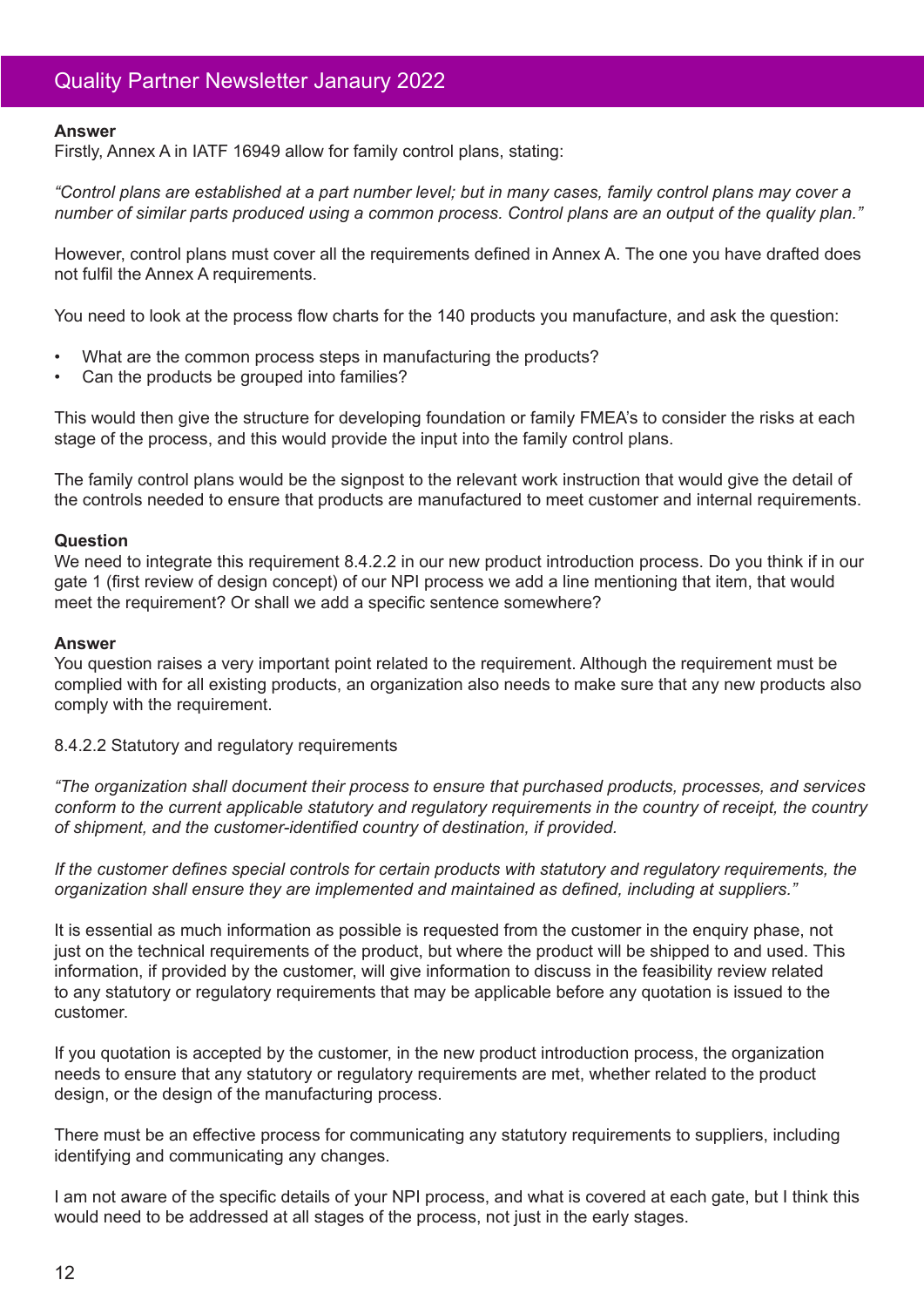**Answer**
Firstly, Annex A in IATF 16949 allow for family control plans, stating:

*"Control plans are established at a part number level; but in many cases, family control plans may cover a number of similar parts produced using a common process. Control plans are an output of the quality plan."*

However, control plans must cover all the requirements defined in Annex A. The one you have drafted does not fulfil the Annex A requirements.

You need to look at the process flow charts for the 140 products you manufacture, and ask the question:

- What are the common process steps in manufacturing the products?
- Can the products be grouped into families?

This would then give the structure for developing foundation or family FMEA's to consider the risks at each stage of the process, and this would provide the input into the family control plans.

The family control plans would be the signpost to the relevant work instruction that would give the detail of the controls needed to ensure that products are manufactured to meet customer and internal requirements.

**Question**
We need to integrate this requirement 8.4.2.2 in our new product introduction process. Do you think if in our gate 1 (first review of design concept) of our NPI process we add a line mentioning that item, that would meet the requirement? Or shall we add a specific sentence somewhere?

**Answer**
You question raises a very important point related to the requirement. Although the requirement must be complied with for all existing products, an organization also needs to make sure that any new products also comply with the requirement.

8.4.2.2 Statutory and regulatory requirements

*"The organization shall document their process to ensure that purchased products, processes, and services conform to the current applicable statutory and regulatory requirements in the country of receipt, the country of shipment, and the customer-identified country of destination, if provided.*

*If the customer defines special controls for certain products with statutory and regulatory requirements, the organization shall ensure they are implemented and maintained as defined, including at suppliers."*

It is essential as much information as possible is requested from the customer in the enquiry phase, not just on the technical requirements of the product, but where the product will be shipped to and used. This information, if provided by the customer, will give information to discuss in the feasibility review related to any statutory or regulatory requirements that may be applicable before any quotation is issued to the customer.

If you quotation is accepted by the customer, in the new product introduction process, the organization needs to ensure that any statutory or regulatory requirements are met, whether related to the product design, or the design of the manufacturing process.

There must be an effective process for communicating any statutory requirements to suppliers, including identifying and communicating any changes.

I am not aware of the specific details of your NPI process, and what is covered at each gate, but I think this would need to be addressed at all stages of the process, not just in the early stages.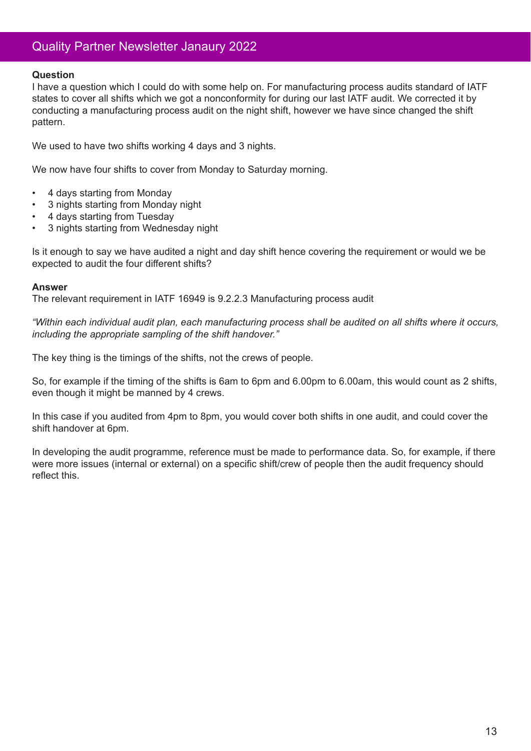**Question**

I have a question which I could do with some help on. For manufacturing process audits standard of IATF states to cover all shifts which we got a nonconformity for during our last IATF audit. We corrected it by conducting a manufacturing process audit on the night shift, however we have since changed the shift pattern.

We used to have two shifts working 4 days and 3 nights.

We now have four shifts to cover from Monday to Saturday morning.

- 4 days starting from Monday
- 3 nights starting from Monday night
- 4 days starting from Tuesday
- 3 nights starting from Wednesday night

Is it enough to say we have audited a night and day shift hence covering the requirement or would we be expected to audit the four different shifts?

**Answer**

The relevant requirement in IATF 16949 is 9.2.2.3 Manufacturing process audit

*“Within each individual audit plan, each manufacturing process shall be audited on all shifts where it occurs, including the appropriate sampling of the shift handover.”*

The key thing is the timings of the shifts, not the crews of people.

So, for example if the timing of the shifts is 6am to 6pm and 6.00pm to 6.00am, this would count as 2 shifts, even though it might be manned by 4 crews.

In this case if you audited from 4pm to 8pm, you would cover both shifts in one audit, and could cover the shift handover at 6pm.

In developing the audit programme, reference must be made to performance data. So, for example, if there were more issues (internal or external) on a specific shift/crew of people then the audit frequency should reflect this.